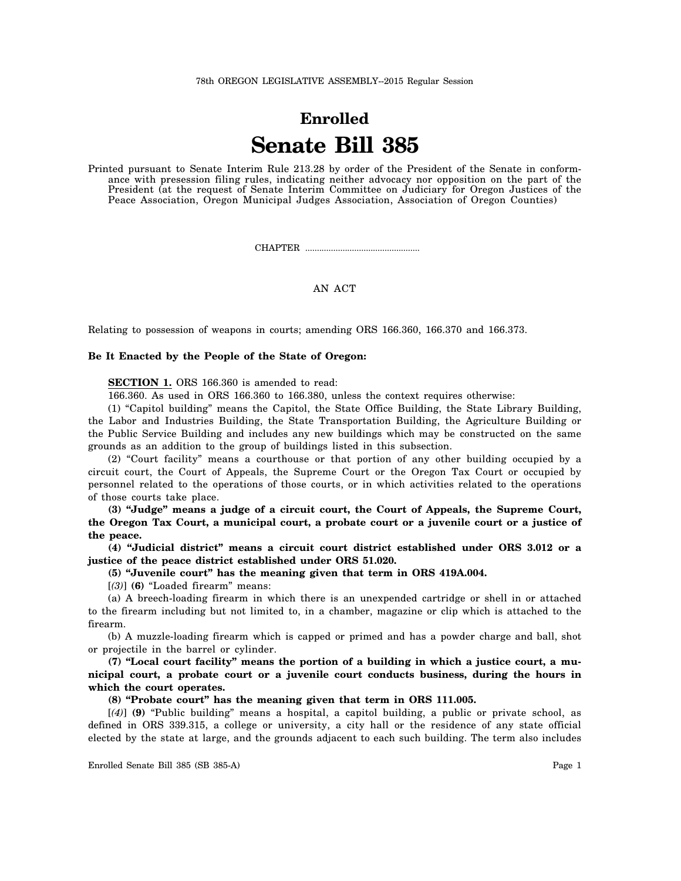78th OREGON LEGISLATIVE ASSEMBLY--2015 Regular Session

# Enrolled

# Senate Bill 385

Printed pursuant to Senate Interim Rule 213.28 by order of the President of the Senate in conformance with presession filing rules, indicating neither advocacy nor opposition on the part of the President (at the request of Senate Interim Committee on Judiciary for Oregon Justices of the Peace Association, Oregon Municipal Judges Association, Association of Oregon Counties)

CHAPTER ................................................

AN ACT

Relating to possession of weapons in courts; amending ORS 166.360, 166.370 and 166.373.

**Be It Enacted by the People of the State of Oregon:**

**SECTION 1.** ORS 166.360 is amended to read:

166.360. As used in ORS 166.360 to 166.380, unless the context requires otherwise:

(1) "Capitol building" means the Capitol, the State Office Building, the State Library Building, the Labor and Industries Building, the State Transportation Building, the Agriculture Building or the Public Service Building and includes any new buildings which may be constructed on the same grounds as an addition to the group of buildings listed in this subsection.

(2) "Court facility" means a courthouse or that portion of any other building occupied by a circuit court, the Court of Appeals, the Supreme Court or the Oregon Tax Court or occupied by personnel related to the operations of those courts, or in which activities related to the operations of those courts take place.

**(3) "Judge" means a judge of a circuit court, the Court of Appeals, the Supreme Court, the Oregon Tax Court, a municipal court, a probate court or a juvenile court or a justice of the peace.**

**(4) "Judicial district" means a circuit court district established under ORS 3.012 or a justice of the peace district established under ORS 51.020.**

**(5) "Juvenile court" has the meaning given that term in ORS 419A.004.**

[*(3)*] **(6)** "Loaded firearm" means:

(a) A breech-loading firearm in which there is an unexpended cartridge or shell in or attached to the firearm including but not limited to, in a chamber, magazine or clip which is attached to the firearm.

(b) A muzzle-loading firearm which is capped or primed and has a powder charge and ball, shot or projectile in the barrel or cylinder.

**(7) "Local court facility" means the portion of a building in which a justice court, a municipal court, a probate court or a juvenile court conducts business, during the hours in which the court operates.**

**(8) "Probate court" has the meaning given that term in ORS 111.005.**

[*(4)*] **(9)** "Public building" means a hospital, a capitol building, a public or private school, as defined in ORS 339.315, a college or university, a city hall or the residence of any state official elected by the state at large, and the grounds adjacent to each such building. The term also includes

Enrolled Senate Bill 385 (SB 385-A)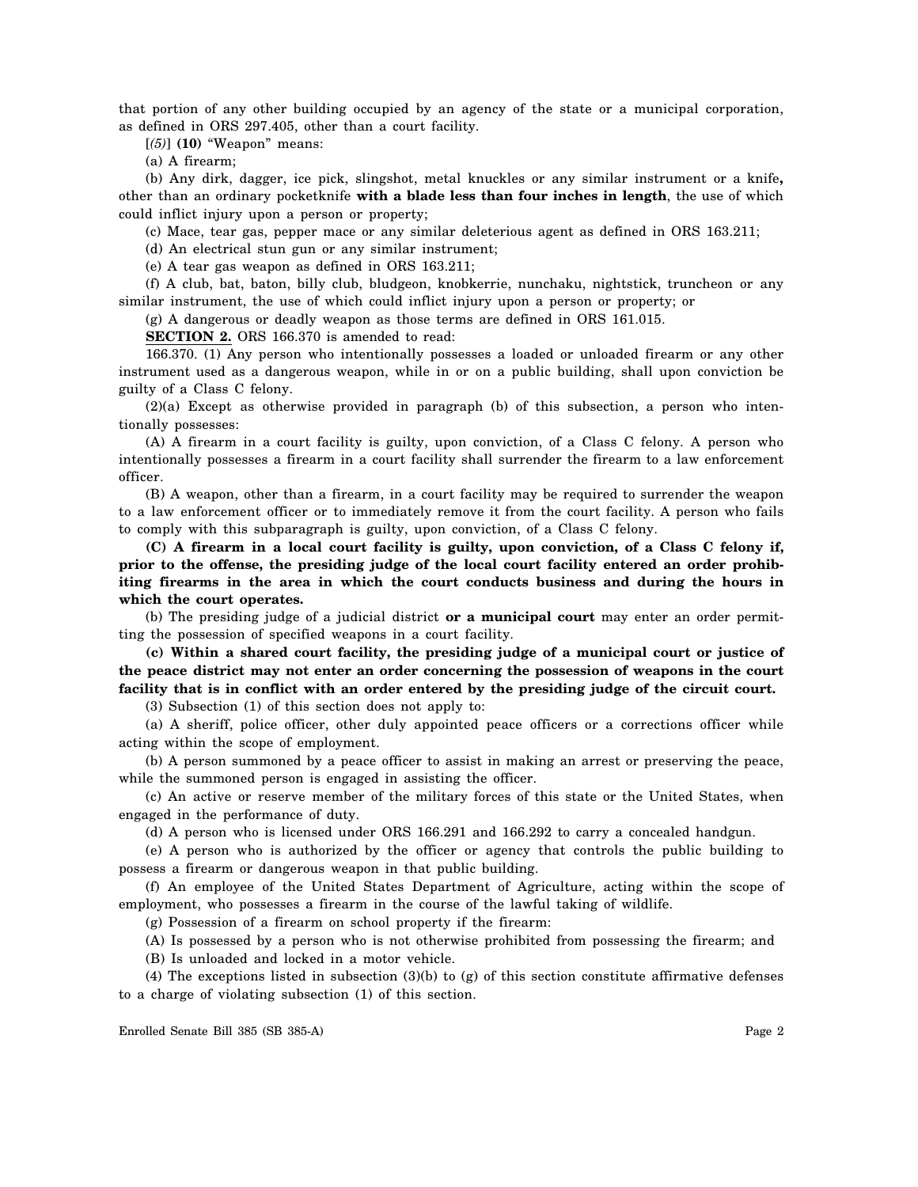that portion of any other building occupied by an agency of the state or a municipal corporation, as defined in ORS 297.405, other than a court facility.

[*(5)*] **(10)** "Weapon" means:

(a) A firearm;

(b) Any dirk, dagger, ice pick, slingshot, metal knuckles or any similar instrument or a knife**,** other than an ordinary pocketknife **with a blade less than four inches in length**, the use of which could inflict injury upon a person or property;

(c) Mace, tear gas, pepper mace or any similar deleterious agent as defined in ORS 163.211;

(d) An electrical stun gun or any similar instrument;

(e) A tear gas weapon as defined in ORS 163.211;

(f) A club, bat, baton, billy club, bludgeon, knobkerrie, nunchaku, nightstick, truncheon or any similar instrument, the use of which could inflict injury upon a person or property; or

(g) A dangerous or deadly weapon as those terms are defined in ORS 161.015.

**SECTION 2.** ORS 166.370 is amended to read:

166.370. (1) Any person who intentionally possesses a loaded or unloaded firearm or any other instrument used as a dangerous weapon, while in or on a public building, shall upon conviction be guilty of a Class C felony.

(2)(a) Except as otherwise provided in paragraph (b) of this subsection, a person who intentionally possesses:

(A) A firearm in a court facility is guilty, upon conviction, of a Class C felony. A person who intentionally possesses a firearm in a court facility shall surrender the firearm to a law enforcement officer.

(B) A weapon, other than a firearm, in a court facility may be required to surrender the weapon to a law enforcement officer or to immediately remove it from the court facility. A person who fails to comply with this subparagraph is guilty, upon conviction, of a Class C felony.

**(C) A firearm in a local court facility is guilty, upon conviction, of a Class C felony if, prior to the offense, the presiding judge of the local court facility entered an order prohibiting firearms in the area in which the court conducts business and during the hours in which the court operates.**

(b) The presiding judge of a judicial district **or a municipal court** may enter an order permitting the possession of specified weapons in a court facility.

**(c) Within a shared court facility, the presiding judge of a municipal court or justice of the peace district may not enter an order concerning the possession of weapons in the court facility that is in conflict with an order entered by the presiding judge of the circuit court.**

(3) Subsection (1) of this section does not apply to:

(a) A sheriff, police officer, other duly appointed peace officers or a corrections officer while acting within the scope of employment.

(b) A person summoned by a peace officer to assist in making an arrest or preserving the peace, while the summoned person is engaged in assisting the officer.

(c) An active or reserve member of the military forces of this state or the United States, when engaged in the performance of duty.

(d) A person who is licensed under ORS 166.291 and 166.292 to carry a concealed handgun.

(e) A person who is authorized by the officer or agency that controls the public building to possess a firearm or dangerous weapon in that public building.

(f) An employee of the United States Department of Agriculture, acting within the scope of employment, who possesses a firearm in the course of the lawful taking of wildlife.

(g) Possession of a firearm on school property if the firearm:

(A) Is possessed by a person who is not otherwise prohibited from possessing the firearm; and

(B) Is unloaded and locked in a motor vehicle.

(4) The exceptions listed in subsection (3)(b) to (g) of this section constitute affirmative defenses to a charge of violating subsection (1) of this section.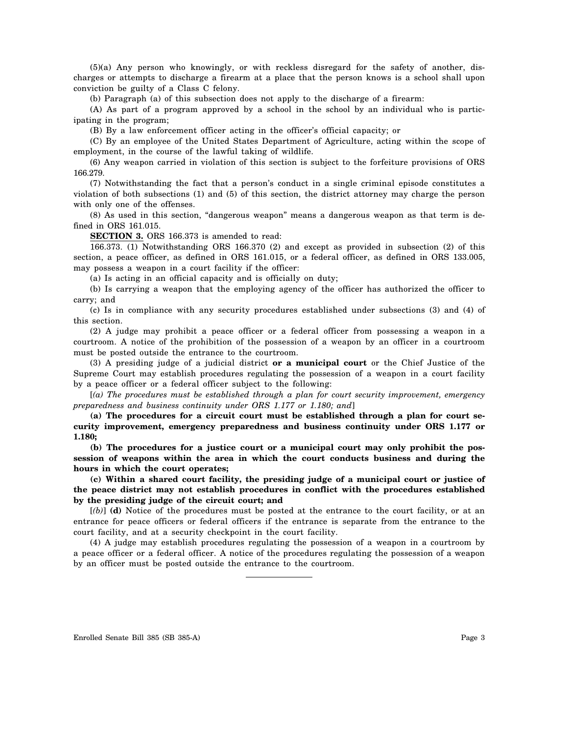(5)(a) Any person who knowingly, or with reckless disregard for the safety of another, discharges or attempts to discharge a firearm at a place that the person knows is a school shall upon conviction be guilty of a Class C felony.

(b) Paragraph (a) of this subsection does not apply to the discharge of a firearm:

(A) As part of a program approved by a school in the school by an individual who is participating in the program;

(B) By a law enforcement officer acting in the officer's official capacity; or

(C) By an employee of the United States Department of Agriculture, acting within the scope of employment, in the course of the lawful taking of wildlife.

(6) Any weapon carried in violation of this section is subject to the forfeiture provisions of ORS 166.279.

(7) Notwithstanding the fact that a person's conduct in a single criminal episode constitutes a violation of both subsections (1) and (5) of this section, the district attorney may charge the person with only one of the offenses.

(8) As used in this section, "dangerous weapon" means a dangerous weapon as that term is defined in ORS 161.015.

**SECTION 3.** ORS 166.373 is amended to read:

166.373. (1) Notwithstanding ORS 166.370 (2) and except as provided in subsection (2) of this section, a peace officer, as defined in ORS 161.015, or a federal officer, as defined in ORS 133.005, may possess a weapon in a court facility if the officer:

(a) Is acting in an official capacity and is officially on duty;

(b) Is carrying a weapon that the employing agency of the officer has authorized the officer to carry; and

(c) Is in compliance with any security procedures established under subsections (3) and (4) of this section.

(2) A judge may prohibit a peace officer or a federal officer from possessing a weapon in a courtroom. A notice of the prohibition of the possession of a weapon by an officer in a courtroom must be posted outside the entrance to the courtroom.

(3) A presiding judge of a judicial district **or a municipal court** or the Chief Justice of the Supreme Court may establish procedures regulating the possession of a weapon in a court facility by a peace officer or a federal officer subject to the following:

[*(a) The procedures must be established through a plan for court security improvement, emergency preparedness and business continuity under ORS 1.177 or 1.180; and*]

**(a) The procedures for a circuit court must be established through a plan for court security improvement, emergency preparedness and business continuity under ORS 1.177 or 1.180;**

**(b) The procedures for a justice court or a municipal court may only prohibit the possession of weapons within the area in which the court conducts business and during the hours in which the court operates;**

**(c) Within a shared court facility, the presiding judge of a municipal court or justice of the peace district may not establish procedures in conflict with the procedures established by the presiding judge of the circuit court; and**

[*(b)*] **(d)** Notice of the procedures must be posted at the entrance to the court facility, or at an entrance for peace officers or federal officers if the entrance is separate from the entrance to the court facility, and at a security checkpoint in the court facility.

(4) A judge may establish procedures regulating the possession of a weapon in a courtroom by a peace officer or a federal officer. A notice of the procedures regulating the possession of a weapon by an officer must be posted outside the entrance to the courtroom.

---

Enrolled Senate Bill 385 (SB 385-A)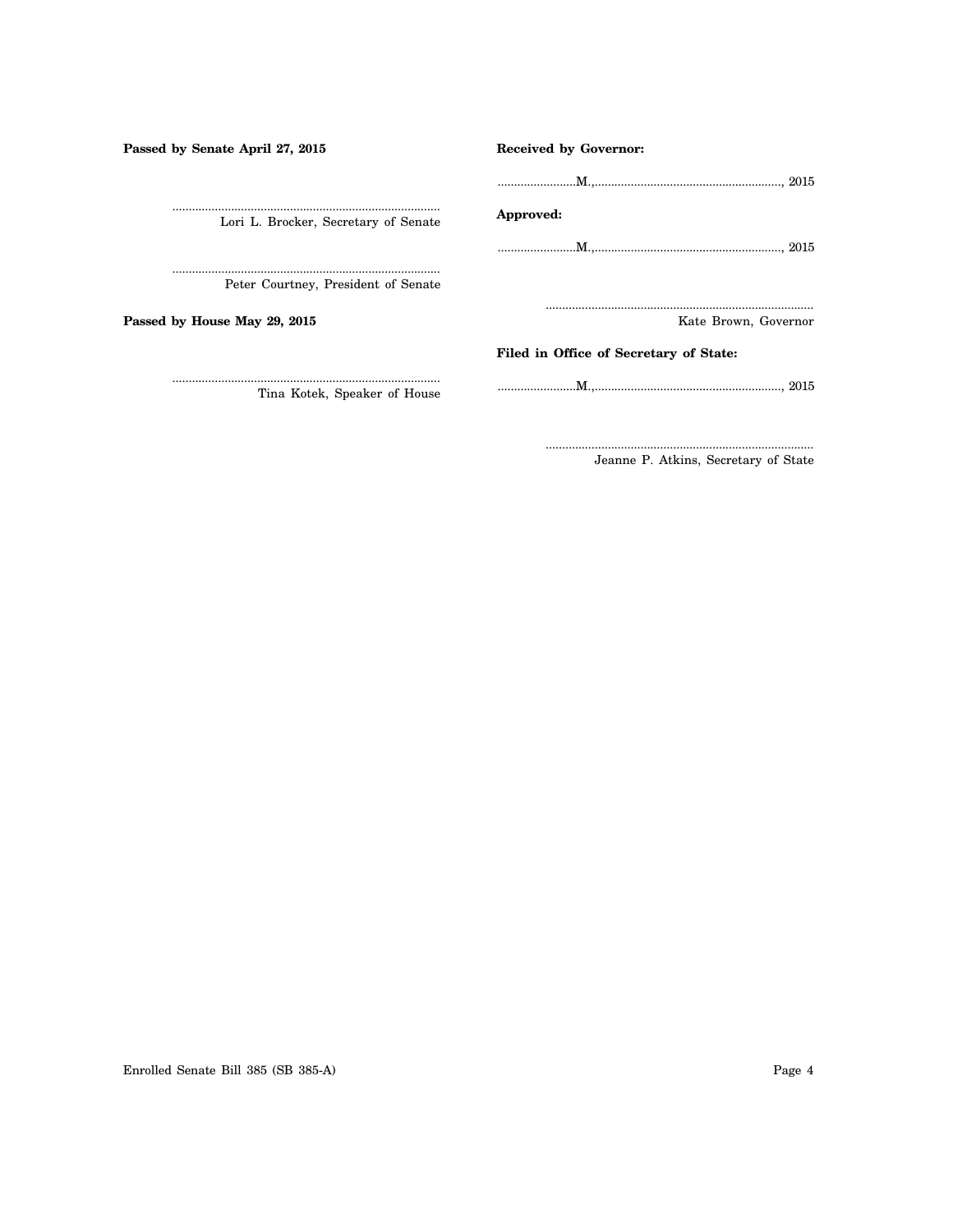**Passed by Senate April 27, 2015**

..................................................................................
Lori L. Brocker, Secretary of Senate

..................................................................................
Peter Courtney, President of Senate

**Passed by House May 29, 2015**

..................................................................................
Tina Kotek, Speaker of House

**Received by Governor:**

........................M.,.........................................................., 2015

**Approved:**

........................M.,.........................................................., 2015

..................................................................................
Kate Brown, Governor

**Filed in Office of Secretary of State:**

........................M.,.........................................................., 2015

..................................................................................
Jeanne P. Atkins, Secretary of State

Enrolled Senate Bill 385 (SB 385-A)